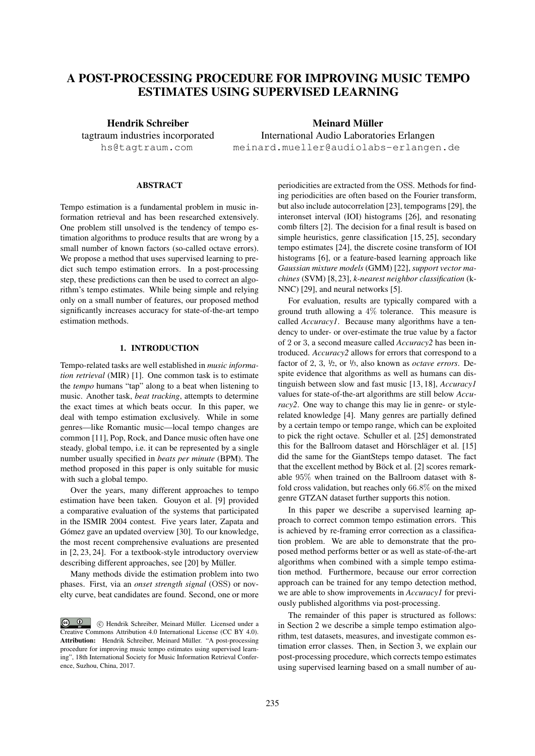# A POST-PROCESSING PROCEDURE FOR IMPROVING MUSIC TEMPO ESTIMATES USING SUPERVISED LEARNING

**Hendrik Schreiber**
tagtraum industries incorporated
hs@tagtraum.com

**Meinard Müller**
International Audio Laboratories Erlangen
meinard.mueller@audiolabs-erlangen.de

## ABSTRACT

Tempo estimation is a fundamental problem in music information retrieval and has been researched extensively. One problem still unsolved is the tendency of tempo estimation algorithms to produce results that are wrong by a small number of known factors (so-called octave errors). We propose a method that uses supervised learning to predict such tempo estimation errors. In a post-processing step, these predictions can then be used to correct an algorithm's tempo estimates. While being simple and relying only on a small number of features, our proposed method significantly increases accuracy for state-of-the-art tempo estimation methods.

## 1. INTRODUCTION

Tempo-related tasks are well established in *music information retrieval* (MIR) [1]. One common task is to estimate the *tempo* humans "tap" along to a beat when listening to music. Another task, *beat tracking*, attempts to determine the exact times at which beats occur. In this paper, we deal with tempo estimation exclusively. While in some genres—like Romantic music—local tempo changes are common [11], Pop, Rock, and Dance music often have one steady, global tempo, i.e. it can be represented by a single number usually specified in *beats per minute* (BPM). The method proposed in this paper is only suitable for music with such a global tempo.

Over the years, many different approaches to tempo estimation have been taken. Gouyon et al. [9] provided a comparative evaluation of the systems that participated in the ISMIR 2004 contest. Five years later, Zapata and Gómez gave an updated overview [30]. To our knowledge, the most recent comprehensive evaluations are presented in [2, 23, 24]. For a textbook-style introductory overview describing different approaches, see [20] by Müller.

Many methods divide the estimation problem into two phases. First, via an *onset strength signal* (OSS) or novelty curve, beat candidates are found. Second, one or more periodicities are extracted from the OSS. Methods for finding periodicities are often based on the Fourier transform, but also include autocorrelation [23], tempograms [29], the interonset interval (IOI) histograms [26], and resonating comb filters [2]. The decision for a final result is based on simple heuristics, genre classification [15, 25], secondary tempo estimates [24], the discrete cosine transform of IOI histograms [6], or a feature-based learning approach like *Gaussian mixture models* (GMM) [22], *support vector machines* (SVM) [8, 23], *k-nearest neighbor classification* (k-NNC) [29], and neural networks [5].

For evaluation, results are typically compared with a ground truth allowing a $4\%$ tolerance. This measure is called *Accuracy1*. Because many algorithms have a tendency to under- or over-estimate the true value by a factor of 2 or 3, a second measure called *Accuracy2* has been introduced. *Accuracy2* allows for errors that correspond to a factor of 2, 3, ½, or ⅓, also known as *octave errors*. Despite evidence that algorithms as well as humans can distinguish between slow and fast music [13, 18], *Accuracy1* values for state-of-the-art algorithms are still below *Accuracy2*. One way to change this may lie in genre- or style-related knowledge [4]. Many genres are partially defined by a certain tempo or tempo range, which can be exploited to pick the right octave. Schuller et al. [25] demonstrated this for the Ballroom dataset and Hörschläger et al. [15] did the same for the GiantSteps tempo dataset. The fact that the excellent method by Böck et al. [2] scores remarkable $95\%$ when trained on the Ballroom dataset with 8-fold cross validation, but reaches only $66.8\%$ on the mixed genre GTZAN dataset further supports this notion.

In this paper we describe a supervised learning approach to correct common tempo estimation errors. This is achieved by re-framing error correction as a classification problem. We are able to demonstrate that the proposed method performs better or as well as state-of-the-art algorithms when combined with a simple tempo estimation method. Furthermore, because our error correction approach can be trained for any tempo detection method, we are able to show improvements in *Accuracy1* for previously published algorithms via post-processing.

The remainder of this paper is structured as follows: in Section 2 we describe a simple tempo estimation algorithm, test datasets, measures, and investigate common estimation error classes. Then, in Section 3, we explain our post-processing procedure, which corrects tempo estimates using supervised learning based on a small number of au-

© Hendrik Schreiber, Meinard Müller. Licensed under a Creative Commons Attribution 4.0 International License (CC BY 4.0). **Attribution:** Hendrik Schreiber, Meinard Müller. "A post-processing procedure for improving music tempo estimates using supervised learning", 18th International Society for Music Information Retrieval Conference, Suzhou, China, 2017.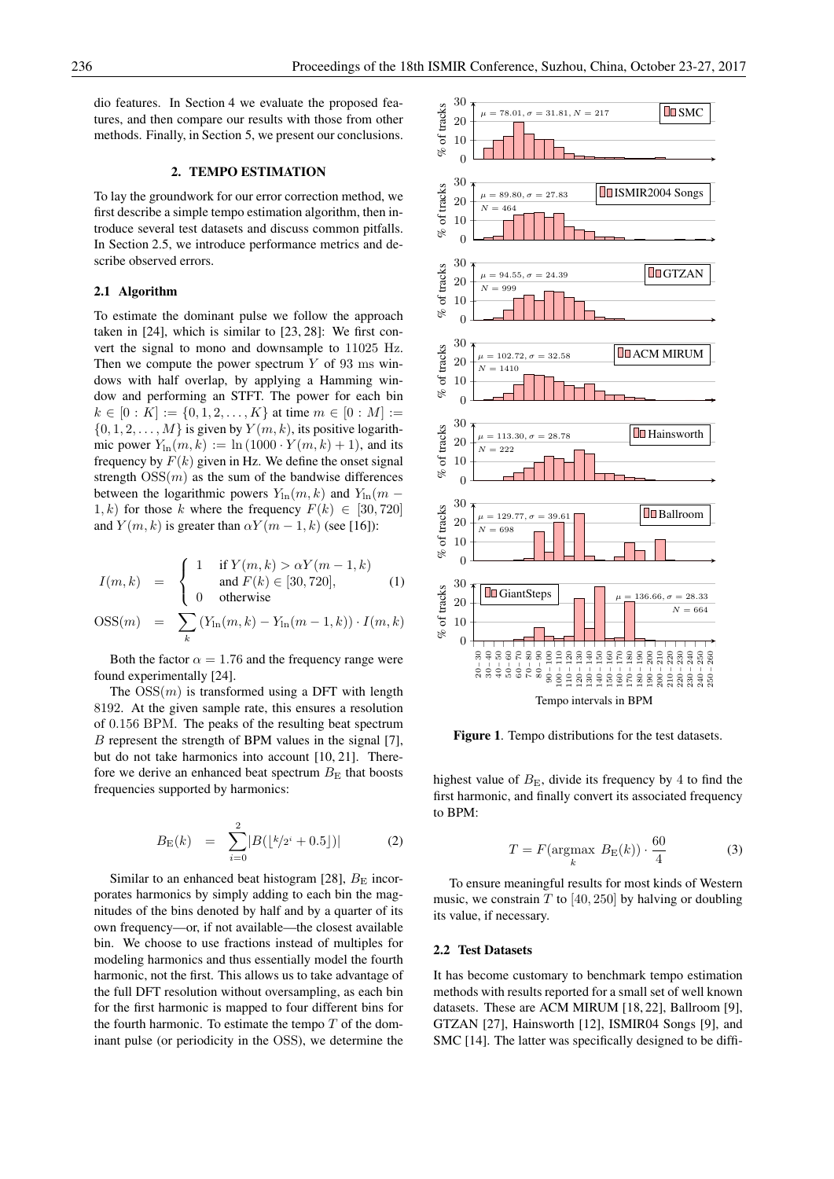dio features. In Section 4 we evaluate the proposed features, and then compare our results with those from other methods. Finally, in Section 5, we present our conclusions.

## 2. TEMPO ESTIMATION

To lay the groundwork for our error correction method, we first describe a simple tempo estimation algorithm, then introduce several test datasets and discuss common pitfalls. In Section 2.5, we introduce performance metrics and describe observed errors.

### 2.1 Algorithm

To estimate the dominant pulse we follow the approach taken in [24], which is similar to [23, 28]: We first convert the signal to mono and downsample to 11025 Hz. Then we compute the power spectrum $Y$ of 93 ms windows with half overlap, by applying a Hamming window and performing an STFT. The power for each bin $k \in [0 : K] := \{0, 1, 2, \ldots, K\}$ at time $m \in [0 : M] := \{0, 1, 2, \ldots, M\}$ is given by $Y(m, k)$, its positive logarithmic power $Y_{\ln}(m, k) := \ln(1000 \cdot Y(m, k) + 1)$, and its frequency by $F(k)$ given in Hz. We define the onset signal strength $\mathrm{OSS}(m)$ as the sum of the bandwise differences between the logarithmic powers $Y_{\ln}(m, k)$ and $Y_{\ln}(m - 1, k)$ for those $k$ where the frequency $F(k) \in [30, 720]$ and $Y(m, k)$ is greater than $\alpha Y(m - 1, k)$ (see [16]):

$$
\begin{aligned}
I(m,k) &= \begin{cases} 1 & \text{if } Y(m,k) > \alpha Y(m-1,k) \\ & \text{and } F(k) \in [30, 720], \\ 0 & \text{otherwise} \end{cases} \qquad (1) \\
\mathrm{OSS}(m) &= \sum_{k} \left(Y_{\ln}(m,k) - Y_{\ln}(m-1,k)\right) \cdot I(m,k)
\end{aligned}
$$

Both the factor $\alpha = 1.76$ and the frequency range were found experimentally [24].

The $\mathrm{OSS}(m)$ is transformed using a DFT with length 8192. At the given sample rate, this ensures a resolution of 0.156 BPM. The peaks of the resulting beat spectrum $B$ represent the strength of BPM values in the signal [7], but do not take harmonics into account [10, 21]. Therefore we derive an enhanced beat spectrum $B_{\mathrm{E}}$ that boosts frequencies supported by harmonics:

$$
B_{\mathrm{E}}(k) = \sum_{i=0}^{2} \left| B(\lfloor k/2^i + 0.5 \rfloor) \right| \qquad (2)
$$

Similar to an enhanced beat histogram [28], $B_{\mathrm{E}}$ incorporates harmonics by simply adding to each bin the magnitudes of the bins denoted by half and by a quarter of its own frequency—or, if not available—the closest available bin. We choose to use fractions instead of multiples for modeling harmonics and thus essentially model the fourth harmonic, not the first. This allows us to take advantage of the full DFT resolution without oversampling, as each bin for the first harmonic is mapped to four different bins for the fourth harmonic. To estimate the tempo $T$ of the dominant pulse (or periodicity in the OSS), we determine the highest value of $B_{\mathrm{E}}$, divide its frequency by 4 to find the first harmonic, and finally convert its associated frequency to BPM:

$$
T = F(\operatorname*{argmax}_{k}\ B_{\mathrm{E}}(k)) \cdot \frac{60}{4} \qquad (3)
$$

To ensure meaningful results for most kinds of Western music, we constrain $T$ to $[40, 250]$ by halving or doubling its value, if necessary.

### 2.2 Test Datasets

It has become customary to benchmark tempo estimation methods with results reported for a small set of well known datasets. These are ACM MIRUM [18, 22], Ballroom [9], GTZAN [27], Hainsworth [12], ISMIR04 Songs [9], and SMC [14]. The latter was specifically designed to be diffi-

**Figure 1**. Tempo distributions for the test datasets.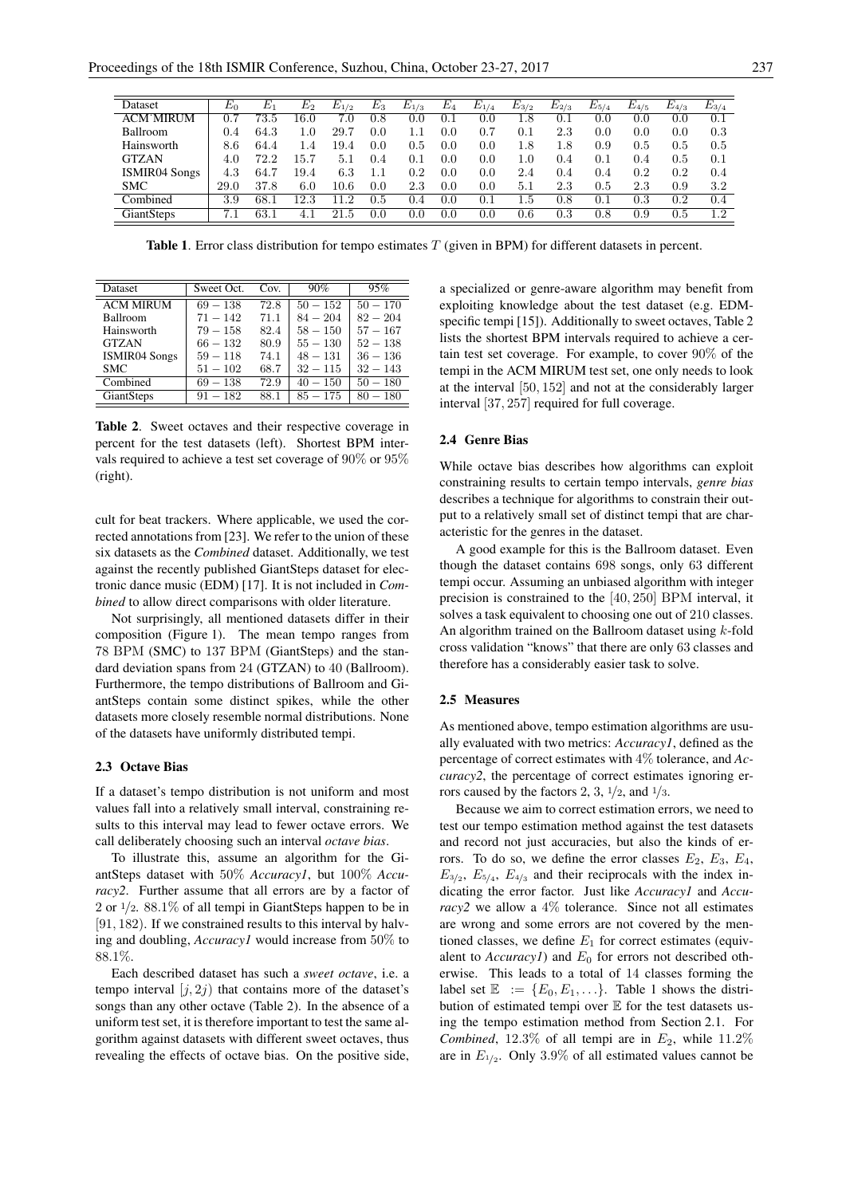| Dataset | $E_0$ | $E_1$ | $E_2$ | $E_{1/2}$ | $E_3$ | $E_{1/3}$ | $E_4$ | $E_{1/4}$ | $E_{3/2}$ | $E_{2/3}$ | $E_{5/4}$ | $E_{4/5}$ | $E_{4/3}$ | $E_{3/4}$ |
|---|---|---|---|---|---|---|---|---|---|---|---|---|---|---|
| ACM MIRUM | 0.7 | 73.5 | 16.0 | 7.0 | 0.8 | 0.0 | 0.1 | 0.0 | 1.8 | 0.1 | 0.0 | 0.0 | 0.0 | 0.1 |
| Ballroom | 0.4 | 64.3 | 1.0 | 29.7 | 0.0 | 1.1 | 0.0 | 0.7 | 0.1 | 2.3 | 0.0 | 0.0 | 0.0 | 0.3 |
| Hainsworth | 8.6 | 64.4 | 1.4 | 19.4 | 0.0 | 0.5 | 0.0 | 0.0 | 1.8 | 1.8 | 0.9 | 0.5 | 0.5 | 0.5 |
| GTZAN | 4.0 | 72.2 | 15.7 | 5.1 | 0.4 | 0.1 | 0.0 | 0.0 | 1.0 | 0.4 | 0.1 | 0.4 | 0.5 | 0.1 |
| ISMIR04 Songs | 4.3 | 64.7 | 19.4 | 6.3 | 1.1 | 0.2 | 0.0 | 0.0 | 2.4 | 0.4 | 0.4 | 0.2 | 0.2 | 0.4 |
| SMC | 29.0 | 37.8 | 6.0 | 10.6 | 0.0 | 2.3 | 0.0 | 0.0 | 5.1 | 2.3 | 0.5 | 2.3 | 0.9 | 3.2 |
| Combined | 3.9 | 68.1 | 12.3 | 11.2 | 0.5 | 0.4 | 0.0 | 0.1 | 1.5 | 0.8 | 0.1 | 0.3 | 0.2 | 0.4 |
| GiantSteps | 7.1 | 63.1 | 4.1 | 21.5 | 0.0 | 0.0 | 0.0 | 0.0 | 0.6 | 0.3 | 0.8 | 0.9 | 0.5 | 1.2 |

**Table 1**. Error class distribution for tempo estimates $T$ (given in BPM) for different datasets in percent.

| Dataset | Sweet Oct. | Cov. | 90% | 95% |
|---|---|---|---|---|
| ACM MIRUM | $69-138$ | 72.8 | $50-152$ | $50-170$ |
| Ballroom | $71-142$ | 71.1 | $84-204$ | $82-204$ |
| Hainsworth | $79-158$ | 82.4 | $58-150$ | $57-167$ |
| GTZAN | $66-132$ | 80.9 | $55-130$ | $52-138$ |
| ISMIR04 Songs | $59-118$ | 74.1 | $48-131$ | $36-136$ |
| SMC | $51-102$ | 68.7 | $32-115$ | $32-143$ |
| Combined | $69-138$ | 72.9 | $40-150$ | $50-180$ |
| GiantSteps | $91-182$ | 88.1 | $85-175$ | $80-180$ |

**Table 2**. Sweet octaves and their respective coverage in percent for the test datasets (left). Shortest BPM intervals required to achieve a test set coverage of 90% or 95% (right).

cult for beat trackers. Where applicable, we used the corrected annotations from [23]. We refer to the union of these six datasets as the *Combined* dataset. Additionally, we test against the recently published GiantSteps dataset for electronic dance music (EDM) [17]. It is not included in *Combined* to allow direct comparisons with older literature.

Not surprisingly, all mentioned datasets differ in their composition (Figure 1). The mean tempo ranges from 78 BPM (SMC) to 137 BPM (GiantSteps) and the standard deviation spans from 24 (GTZAN) to 40 (Ballroom). Furthermore, the tempo distributions of Ballroom and GiantSteps contain some distinct spikes, while the other datasets more closely resemble normal distributions. None of the datasets have uniformly distributed tempi.

### 2.3 Octave Bias

If a dataset's tempo distribution is not uniform and most values fall into a relatively small interval, constraining results to this interval may lead to fewer octave errors. We call deliberately choosing such an interval *octave bias*.

To illustrate this, assume an algorithm for the GiantSteps dataset with 50% *Accuracy1*, but 100% *Accuracy2*. Further assume that all errors are by a factor of 2 or $1/2$. 88.1% of all tempi in GiantSteps happen to be in $[91, 182)$. If we constrained results to this interval by halving and doubling, *Accuracy1* would increase from 50% to 88.1%.

Each described dataset has such a *sweet octave*, i.e. a tempo interval $[j, 2j)$ that contains more of the dataset's songs than any other octave (Table 2). In the absence of a uniform test set, it is therefore important to test the same algorithm against datasets with different sweet octaves, thus revealing the effects of octave bias. On the positive side, a specialized or genre-aware algorithm may benefit from exploiting knowledge about the test dataset (e.g. EDM-specific tempi [15]). Additionally to sweet octaves, Table 2 lists the shortest BPM intervals required to achieve a certain test set coverage. For example, to cover 90% of the tempi in the ACM MIRUM test set, one only needs to look at the interval $[50, 152]$ and not at the considerably larger interval $[37, 257]$ required for full coverage.

### 2.4 Genre Bias

While octave bias describes how algorithms can exploit constraining results to certain tempo intervals, *genre bias* describes a technique for algorithms to constrain their output to a relatively small set of distinct tempi that are characteristic for the genres in the dataset.

A good example for this is the Ballroom dataset. Even though the dataset contains 698 songs, only 63 different tempi occur. Assuming an unbiased algorithm with integer precision is constrained to the $[40, 250]$ BPM interval, it solves a task equivalent to choosing one out of 210 classes. An algorithm trained on the Ballroom dataset using $k$-fold cross validation "knows" that there are only 63 classes and therefore has a considerably easier task to solve.

### 2.5 Measures

As mentioned above, tempo estimation algorithms are usually evaluated with two metrics: *Accuracy1*, defined as the percentage of correct estimates with 4% tolerance, and *Accuracy2*, the percentage of correct estimates ignoring errors caused by the factors 2, 3, $1/2$, and $1/3$.

Because we aim to correct estimation errors, we need to test our tempo estimation method against the test datasets and record not just accuracies, but also the kinds of errors. To do so, we define the error classes $E_2$, $E_3$, $E_4$, $E_{3/2}$, $E_{5/4}$, $E_{4/3}$ and their reciprocals with the index indicating the error factor. Just like *Accuracy1* and *Accuracy2* we allow a 4% tolerance. Since not all estimates are wrong and some errors are not covered by the mentioned classes, we define $E_1$ for correct estimates (equivalent to *Accuracy1*) and $E_0$ for errors not described otherwise. This leads to a total of 14 classes forming the label set $\mathbb{E} := \{E_0, E_1, \ldots\}$. Table 1 shows the distribution of estimated tempi over $\mathbb{E}$ for the test datasets using the tempo estimation method from Section 2.1. For *Combined*, 12.3% of all tempi are in $E_2$, while 11.2% are in $E_{1/2}$. Only 3.9% of all estimated values cannot be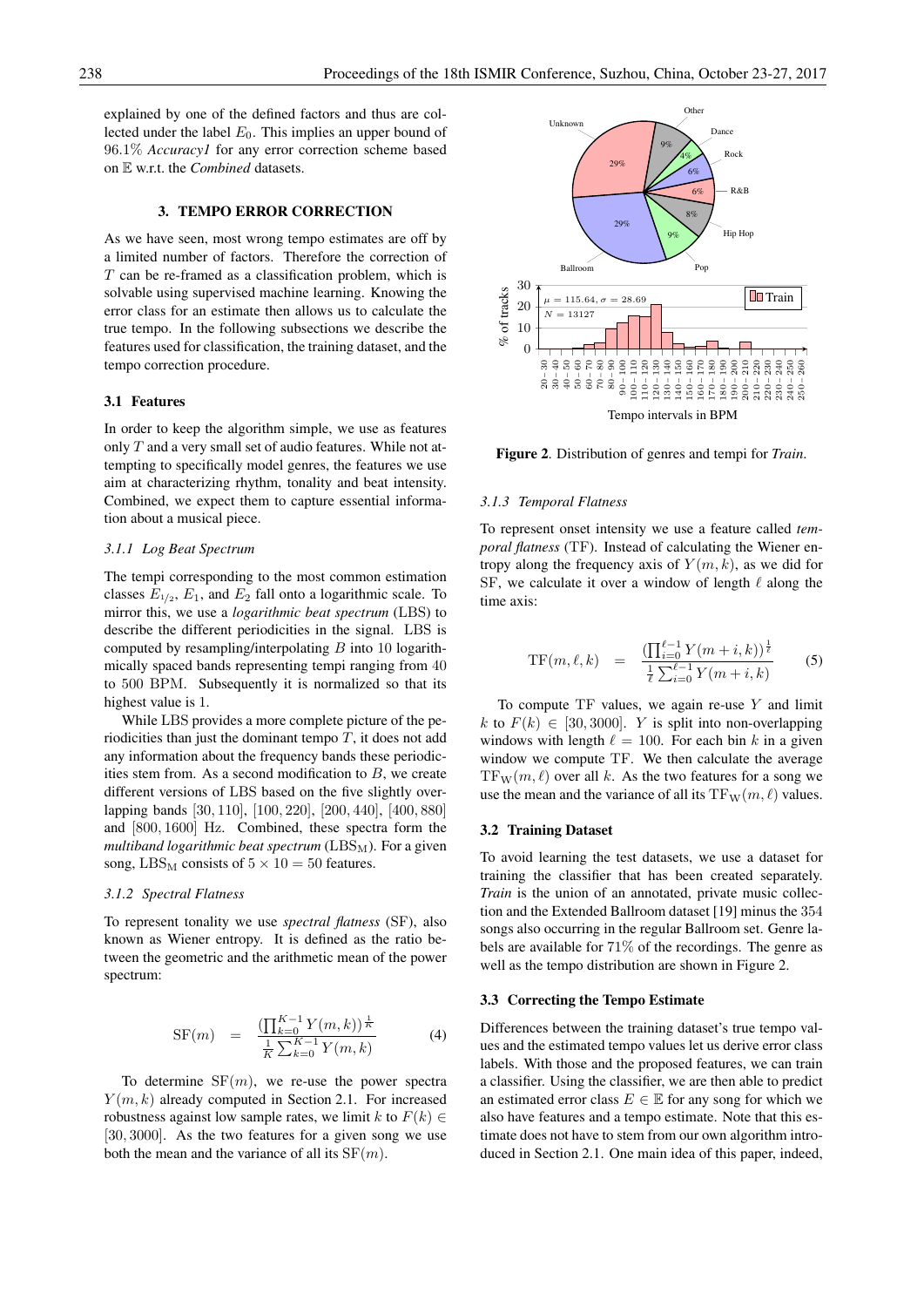explained by one of the defined factors and thus are collected under the label $E_0$. This implies an upper bound of 96.1% *Accuracy1* for any error correction scheme based on $\mathbb{E}$ w.r.t. the *Combined* datasets.

## 3. TEMPO ERROR CORRECTION

As we have seen, most wrong tempo estimates are off by a limited number of factors. Therefore the correction of $T$ can be re-framed as a classification problem, which is solvable using supervised machine learning. Knowing the error class for an estimate then allows us to calculate the true tempo. In the following subsections we describe the features used for classification, the training dataset, and the tempo correction procedure.

### 3.1 Features

In order to keep the algorithm simple, we use as features only $T$ and a very small set of audio features. While not attempting to specifically model genres, the features we use aim at characterizing rhythm, tonality and beat intensity. Combined, we expect them to capture essential information about a musical piece.

#### 3.1.1 Log Beat Spectrum

The tempi corresponding to the most common estimation classes $E_{1/2}$, $E_1$, and $E_2$ fall onto a logarithmic scale. To mirror this, we use a *logarithmic beat spectrum* (LBS) to describe the different periodicities in the signal. LBS is computed by resampling/interpolating $B$ into 10 logarithmically spaced bands representing tempi ranging from 40 to 500 BPM. Subsequently it is normalized so that its highest value is 1.

While LBS provides a more complete picture of the periodicities than just the dominant tempo $T$, it does not add any information about the frequency bands these periodicities stem from. As a second modification to $B$, we create different versions of LBS based on the five slightly overlapping bands $[30, 110]$, $[100, 220]$, $[200, 440]$, $[400, 880]$ and $[800, 1600]$ Hz. Combined, these spectra form the *multiband logarithmic beat spectrum* ($\text{LBS}_\text{M}$). For a given song, $\text{LBS}_\text{M}$ consists of $5 \times 10 = 50$ features.

#### 3.1.2 Spectral Flatness

To represent tonality we use *spectral flatness* (SF), also known as Wiener entropy. It is defined as the ratio between the geometric and the arithmetic mean of the power spectrum:

$$\text{SF}(m) = \frac{\left(\prod_{k=0}^{K-1} Y(m,k)\right)^{\frac{1}{K}}}{\frac{1}{K}\sum_{k=0}^{K-1} Y(m,k)} \tag{4}$$

To determine $\text{SF}(m)$, we re-use the power spectra $Y(m,k)$ already computed in Section 2.1. For increased robustness against low sample rates, we limit $k$ to $F(k) \in [30, 3000]$. As the two features for a given song we use both the mean and the variance of all its $\text{SF}(m)$.

Figure 2. Distribution of genres and tempi for *Train*.

#### 3.1.3 Temporal Flatness

To represent onset intensity we use a feature called *temporal flatness* (TF). Instead of calculating the Wiener entropy along the frequency axis of $Y(m,k)$, as we did for SF, we calculate it over a window of length $\ell$ along the time axis:

$$\text{TF}(m,\ell,k) = \frac{\left(\prod_{i=0}^{\ell-1} Y(m+i,k)\right)^{\frac{1}{\ell}}}{\frac{1}{\ell}\sum_{i=0}^{\ell-1} Y(m+i,k)} \tag{5}$$

To compute TF values, we again re-use $Y$ and limit $k$ to $F(k) \in [30, 3000]$. $Y$ is split into non-overlapping windows with length $\ell = 100$. For each bin $k$ in a given window we compute TF. We then calculate the average $\text{TF}_\text{W}(m,\ell)$ over all $k$. As the two features for a song we use the mean and the variance of all its $\text{TF}_\text{W}(m,\ell)$ values.

### 3.2 Training Dataset

To avoid learning the test datasets, we use a dataset for training the classifier that has been created separately. *Train* is the union of an annotated, private music collection and the Extended Ballroom dataset [19] minus the 354 songs also occurring in the regular Ballroom set. Genre labels are available for 71% of the recordings. The genre as well as the tempo distribution are shown in Figure 2.

### 3.3 Correcting the Tempo Estimate

Differences between the training dataset's true tempo values and the estimated tempo values let us derive error class labels. With those and the proposed features, we can train a classifier. Using the classifier, we are then able to predict an estimated error class $E \in \mathbb{E}$ for any song for which we also have features and a tempo estimate. Note that this estimate does not have to stem from our own algorithm introduced in Section 2.1. One main idea of this paper, indeed,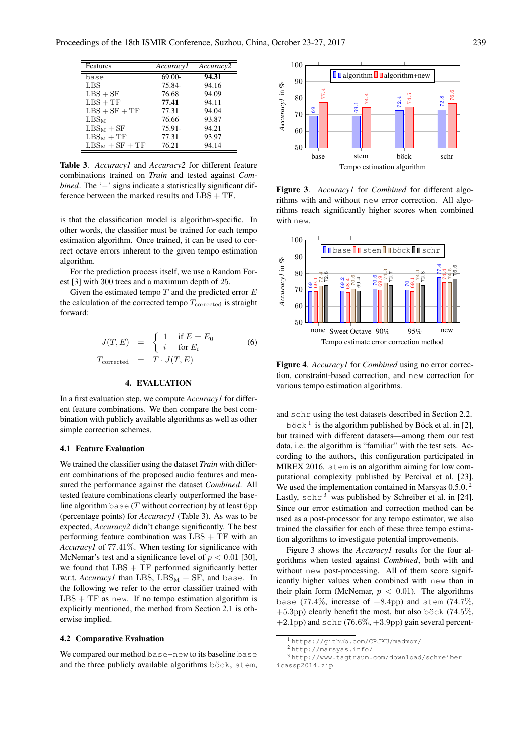| Features | *Accuracy1* | *Accuracy2* |
|---|---|---|
| `base` | 69.00– | **94.31** |
| LBS | 75.84– | 94.16 |
| LBS + SF | 76.68 | 94.09 |
| LBS + TF | **77.41** | 94.11 |
| LBS + SF + TF | 77.31 | 94.04 |
| $LBS_M$ | 76.66 | 93.87 |
| $LBS_M$ + SF | 75.91– | 94.21 |
| $LBS_M$ + TF | 77.31 | 93.97 |
| $LBS_M$ + SF + TF | 76.21 | 94.14 |

**Table 3**. *Accuracy1* and *Accuracy2* for different feature combinations trained on *Train* and tested against *Combined*. The '−' signs indicate a statistically significant difference between the marked results and LBS + TF.

is that the classification model is algorithm-specific. In other words, the classifier must be trained for each tempo estimation algorithm. Once trained, it can be used to correct octave errors inherent to the given tempo estimation algorithm.

For the prediction process itself, we use a Random Forest [3] with 300 trees and a maximum depth of 25.

Given the estimated tempo $T$ and the predicted error $E$ the calculation of the corrected tempo $T_{\text{corrected}}$ is straight forward:

$$
\begin{aligned}
J(T, E) &= \begin{cases} 1 & \text{if } E = E_0 \\ i & \text{for } E_i \end{cases} \qquad (6) \\
T_{\text{corrected}} &= T \cdot J(T, E)
\end{aligned}
$$

## 4. EVALUATION

In a first evaluation step, we compute *Accuracy1* for different feature combinations. We then compare the best combination with publicly available algorithms as well as other simple correction schemes.

### 4.1 Feature Evaluation

We trained the classifier using the dataset *Train* with different combinations of the proposed audio features and measured the performance against the dataset *Combined*. All tested feature combinations clearly outperformed the baseline algorithm `base` ($T$ without correction) by at least 6pp (percentage points) for *Accuracy1* (Table 3). As was to be expected, *Accuracy2* didn't change significantly. The best performing feature combination was LBS + TF with an *Accuracy1* of 77.41%. When testing for significance with McNemar's test and a significance level of $p < 0.01$ [30], we found that LBS + TF performed significantly better w.r.t. *Accuracy1* than LBS, $LBS_M$ + SF, and `base`. In the following we refer to the error classifier trained with LBS + TF as `new`. If no tempo estimation algorithm is explicitly mentioned, the method from Section 2.1 is otherwise implied.

### 4.2 Comparative Evaluation

We compared our method `base+new` to its baseline `base` and the three publicly available algorithms `böck`, `stem`, and `schr` using the test datasets described in Section 2.2.

`böck` [1] is the algorithm published by Böck et al. in [2], but trained with different datasets—among them our test data, i.e. the algorithm is "familiar" with the test sets. According to the authors, this configuration participated in MIREX 2016. `stem` is an algorithm aiming for low computational complexity published by Percival et al. [23]. We used the implementation contained in Marsyas 0.5.0. [2] Lastly, `schr` [3] was published by Schreiber et al. in [24]. Since our error estimation and correction method can be used as a post-processor for any tempo estimator, we also trained the classifier for each of these three tempo estimation algorithms to investigate potential improvements.

**Figure 3**. *Accuracy1* for *Combined* for different algorithms with and without `new` error correction. All algorithms reach significantly higher scores when combined with `new`.

**Figure 4**. *Accuracy1* for *Combined* using no error correction, constraint-based correction, and `new` correction for various tempo estimation algorithms.

Figure 3 shows the *Accuracy1* results for the four algorithms when tested against *Combined*, both with and without `new` post-processing. All of them score significantly higher values when combined with `new` than in their plain form (McNemar, $p < 0.01$). The algorithms `base` (77.4%, increase of +8.4pp) and `stem` (74.7%, +5.3pp) clearly benefit the most, but also `böck` (74.5%, +2.1pp) and `schr` (76.6%, +3.9pp) gain several percent-

[1] https://github.com/CPJKU/madmom/

[2] http://marsyas.info/

[3] http://www.tagtraum.com/download/schreiber_icassp2014.zip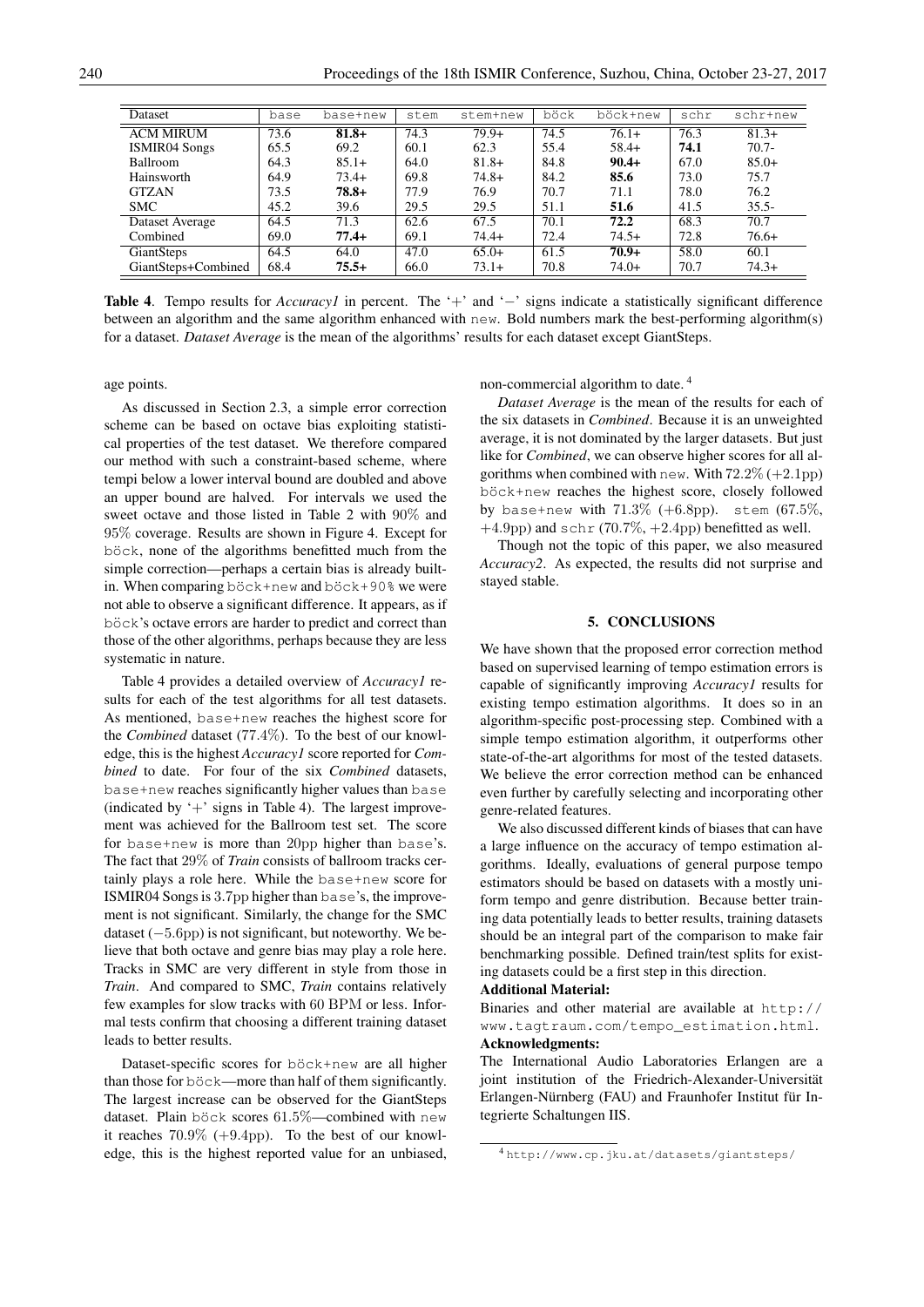| Dataset | base | base+new | stem | stem+new | böck | böck+new | schr | schr+new |
|---|---|---|---|---|---|---|---|---|
| ACM MIRUM | 73.6 | **81.8+** | 74.3 | 79.9+ | 74.5 | 76.1+ | 76.3 | 81.3+ |
| ISMIR04 Songs | 65.5 | 69.2 | 60.1 | 62.3 | 55.4 | 58.4+ | **74.1** | 70.7- |
| Ballroom | 64.3 | 85.1+ | 64.0 | 81.8+ | 84.8 | **90.4+** | 67.0 | 85.0+ |
| Hainsworth | 64.9 | 73.4+ | 69.8 | 74.8+ | 84.2 | **85.6** | 73.0 | 75.7 |
| GTZAN | 73.5 | **78.8+** | 77.9 | 76.9 | 70.7 | 71.1 | 78.0 | 76.2 |
| SMC | 45.2 | 39.6 | 29.5 | 29.5 | 51.1 | **51.6** | 41.5 | 35.5- |
| Dataset Average | 64.5 | 71.3 | 62.6 | 67.5 | 70.1 | **72.2** | 68.3 | 70.7 |
| Combined | 69.0 | **77.4+** | 69.1 | 74.4+ | 72.4 | 74.5+ | 72.8 | 76.6+ |
| GiantSteps | 64.5 | 64.0 | 47.0 | 65.0+ | 61.5 | **70.9+** | 58.0 | 60.1 |
| GiantSteps+Combined | 68.4 | **75.5+** | 66.0 | 73.1+ | 70.8 | 74.0+ | 70.7 | 74.3+ |

**Table 4**. Tempo results for *Accuracy1* in percent. The '+' and '−' signs indicate a statistically significant difference between an algorithm and the same algorithm enhanced with new. Bold numbers mark the best-performing algorithm(s) for a dataset. *Dataset Average* is the mean of the algorithms' results for each dataset except GiantSteps.

age points.

As discussed in Section 2.3, a simple error correction scheme can be based on octave bias exploiting statistical properties of the test dataset. We therefore compared our method with such a constraint-based scheme, where tempi below a lower interval bound are doubled and above an upper bound are halved. For intervals we used the sweet octave and those listed in Table 2 with 90% and 95% coverage. Results are shown in Figure 4. Except for böck, none of the algorithms benefitted much from the simple correction—perhaps a certain bias is already built-in. When comparing böck+new and böck+90% we were not able to observe a significant difference. It appears, as if böck's octave errors are harder to predict and correct than those of the other algorithms, perhaps because they are less systematic in nature.

Table 4 provides a detailed overview of *Accuracy1* results for each of the test algorithms for all test datasets. As mentioned, base+new reaches the highest score for the *Combined* dataset (77.4%). To the best of our knowledge, this is the highest *Accuracy1* score reported for *Combined* to date. For four of the six *Combined* datasets, base+new reaches significantly higher values than base (indicated by '+' signs in Table 4). The largest improvement was achieved for the Ballroom test set. The score for base+new is more than 20pp higher than base's. The fact that 29% of *Train* consists of ballroom tracks certainly plays a role here. While the base+new score for ISMIR04 Songs is 3.7pp higher than base's, the improvement is not significant. Similarly, the change for the SMC dataset (−5.6pp) is not significant, but noteworthy. We believe that both octave and genre bias may play a role here. Tracks in SMC are very different in style from those in *Train*. And compared to SMC, *Train* contains relatively few examples for slow tracks with 60 BPM or less. Informal tests confirm that choosing a different training dataset leads to better results.

Dataset-specific scores for böck+new are all higher than those for böck—more than half of them significantly. The largest increase can be observed for the GiantSteps dataset. Plain böck scores 61.5%—combined with new it reaches 70.9% (+9.4pp). To the best of our knowledge, this is the highest reported value for an unbiased, non-commercial algorithm to date. [4]

*Dataset Average* is the mean of the results for each of the six datasets in *Combined*. Because it is an unweighted average, it is not dominated by the larger datasets. But just like for *Combined*, we can observe higher scores for all algorithms when combined with new. With 72.2% (+2.1pp) böck+new reaches the highest score, closely followed by base+new with 71.3% (+6.8pp). stem (67.5%, +4.9pp) and schr (70.7%, +2.4pp) benefitted as well.

Though not the topic of this paper, we also measured *Accuracy2*. As expected, the results did not surprise and stayed stable.

## 5. CONCLUSIONS

We have shown that the proposed error correction method based on supervised learning of tempo estimation errors is capable of significantly improving *Accuracy1* results for existing tempo estimation algorithms. It does so in an algorithm-specific post-processing step. Combined with a simple tempo estimation algorithm, it outperforms other state-of-the-art algorithms for most of the tested datasets. We believe the error correction method can be enhanced even further by carefully selecting and incorporating other genre-related features.

We also discussed different kinds of biases that can have a large influence on the accuracy of tempo estimation algorithms. Ideally, evaluations of general purpose tempo estimators should be based on datasets with a mostly uniform tempo and genre distribution. Because better training data potentially leads to better results, training datasets should be an integral part of the comparison to make fair benchmarking possible. Defined train/test splits for existing datasets could be a first step in this direction.

**Additional Material:**

Binaries and other material are available at http://www.tagtraum.com/tempo_estimation.html.

**Acknowledgments:**

The International Audio Laboratories Erlangen are a joint institution of the Friedrich-Alexander-Universität Erlangen-Nürnberg (FAU) and Fraunhofer Institut für Integrierte Schaltungen IIS.

[4] http://www.cp.jku.at/datasets/giantsteps/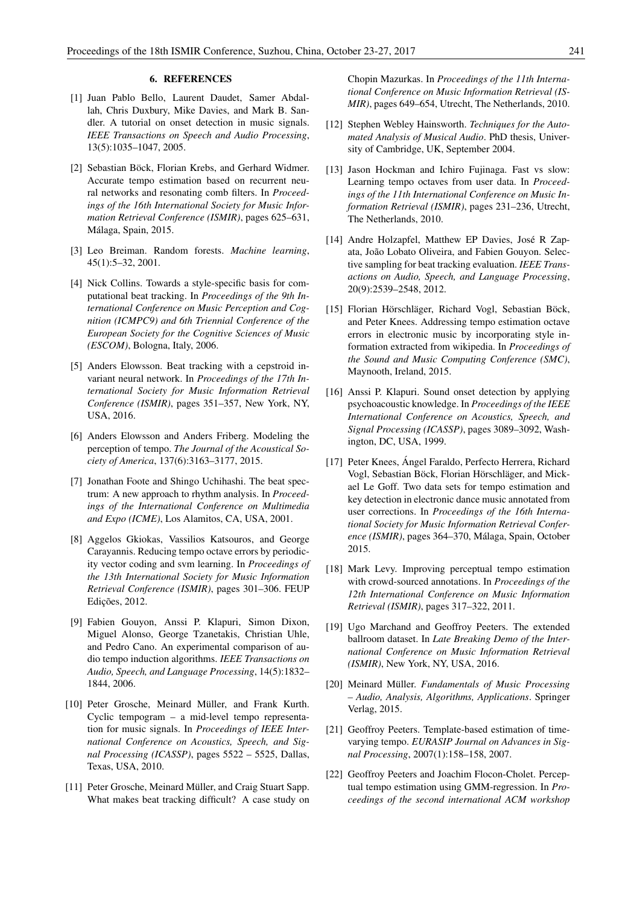## 6. REFERENCES

[1] Juan Pablo Bello, Laurent Daudet, Samer Abdallah, Chris Duxbury, Mike Davies, and Mark B. Sandler. A tutorial on onset detection in music signals. *IEEE Transactions on Speech and Audio Processing*, 13(5):1035–1047, 2005.

[2] Sebastian Böck, Florian Krebs, and Gerhard Widmer. Accurate tempo estimation based on recurrent neural networks and resonating comb filters. In *Proceedings of the 16th International Society for Music Information Retrieval Conference (ISMIR)*, pages 625–631, Málaga, Spain, 2015.

[3] Leo Breiman. Random forests. *Machine learning*, 45(1):5–32, 2001.

[4] Nick Collins. Towards a style-specific basis for computational beat tracking. In *Proceedings of the 9th International Conference on Music Perception and Cognition (ICMPC9) and 6th Triennial Conference of the European Society for the Cognitive Sciences of Music (ESCOM)*, Bologna, Italy, 2006.

[5] Anders Elowsson. Beat tracking with a cepstroid invariant neural network. In *Proceedings of the 17th International Society for Music Information Retrieval Conference (ISMIR)*, pages 351–357, New York, NY, USA, 2016.

[6] Anders Elowsson and Anders Friberg. Modeling the perception of tempo. *The Journal of the Acoustical Society of America*, 137(6):3163–3177, 2015.

[7] Jonathan Foote and Shingo Uchihashi. The beat spectrum: A new approach to rhythm analysis. In *Proceedings of the International Conference on Multimedia and Expo (ICME)*, Los Alamitos, CA, USA, 2001.

[8] Aggelos Gkiokas, Vassilios Katsouros, and George Carayannis. Reducing tempo octave errors by periodicity vector coding and svm learning. In *Proceedings of the 13th International Society for Music Information Retrieval Conference (ISMIR)*, pages 301–306. FEUP Edições, 2012.

[9] Fabien Gouyon, Anssi P. Klapuri, Simon Dixon, Miguel Alonso, George Tzanetakis, Christian Uhle, and Pedro Cano. An experimental comparison of audio tempo induction algorithms. *IEEE Transactions on Audio, Speech, and Language Processing*, 14(5):1832–1844, 2006.

[10] Peter Grosche, Meinard Müller, and Frank Kurth. Cyclic tempogram – a mid-level tempo representation for music signals. In *Proceedings of IEEE International Conference on Acoustics, Speech, and Signal Processing (ICASSP)*, pages 5522 – 5525, Dallas, Texas, USA, 2010.

[11] Peter Grosche, Meinard Müller, and Craig Stuart Sapp. What makes beat tracking difficult? A case study on Chopin Mazurkas. In *Proceedings of the 11th International Conference on Music Information Retrieval (ISMIR)*, pages 649–654, Utrecht, The Netherlands, 2010.

[12] Stephen Webley Hainsworth. *Techniques for the Automated Analysis of Musical Audio*. PhD thesis, University of Cambridge, UK, September 2004.

[13] Jason Hockman and Ichiro Fujinaga. Fast vs slow: Learning tempo octaves from user data. In *Proceedings of the 11th International Conference on Music Information Retrieval (ISMIR)*, pages 231–236, Utrecht, The Netherlands, 2010.

[14] Andre Holzapfel, Matthew EP Davies, José R Zapata, João Lobato Oliveira, and Fabien Gouyon. Selective sampling for beat tracking evaluation. *IEEE Transactions on Audio, Speech, and Language Processing*, 20(9):2539–2548, 2012.

[15] Florian Hörschläger, Richard Vogl, Sebastian Böck, and Peter Knees. Addressing tempo estimation octave errors in electronic music by incorporating style information extracted from wikipedia. In *Proceedings of the Sound and Music Computing Conference (SMC)*, Maynooth, Ireland, 2015.

[16] Anssi P. Klapuri. Sound onset detection by applying psychoacoustic knowledge. In *Proceedings of the IEEE International Conference on Acoustics, Speech, and Signal Processing (ICASSP)*, pages 3089–3092, Washington, DC, USA, 1999.

[17] Peter Knees, Ángel Faraldo, Perfecto Herrera, Richard Vogl, Sebastian Böck, Florian Hörschläger, and Mickael Le Goff. Two data sets for tempo estimation and key detection in electronic dance music annotated from user corrections. In *Proceedings of the 16th International Society for Music Information Retrieval Conference (ISMIR)*, pages 364–370, Málaga, Spain, October 2015.

[18] Mark Levy. Improving perceptual tempo estimation with crowd-sourced annotations. In *Proceedings of the 12th International Conference on Music Information Retrieval (ISMIR)*, pages 317–322, 2011.

[19] Ugo Marchand and Geoffroy Peeters. The extended ballroom dataset. In *Late Breaking Demo of the International Conference on Music Information Retrieval (ISMIR)*, New York, NY, USA, 2016.

[20] Meinard Müller. *Fundamentals of Music Processing – Audio, Analysis, Algorithms, Applications*. Springer Verlag, 2015.

[21] Geoffroy Peeters. Template-based estimation of time-varying tempo. *EURASIP Journal on Advances in Signal Processing*, 2007(1):158–158, 2007.

[22] Geoffroy Peeters and Joachim Flocon-Cholet. Perceptual tempo estimation using GMM-regression. In *Proceedings of the second international ACM workshop*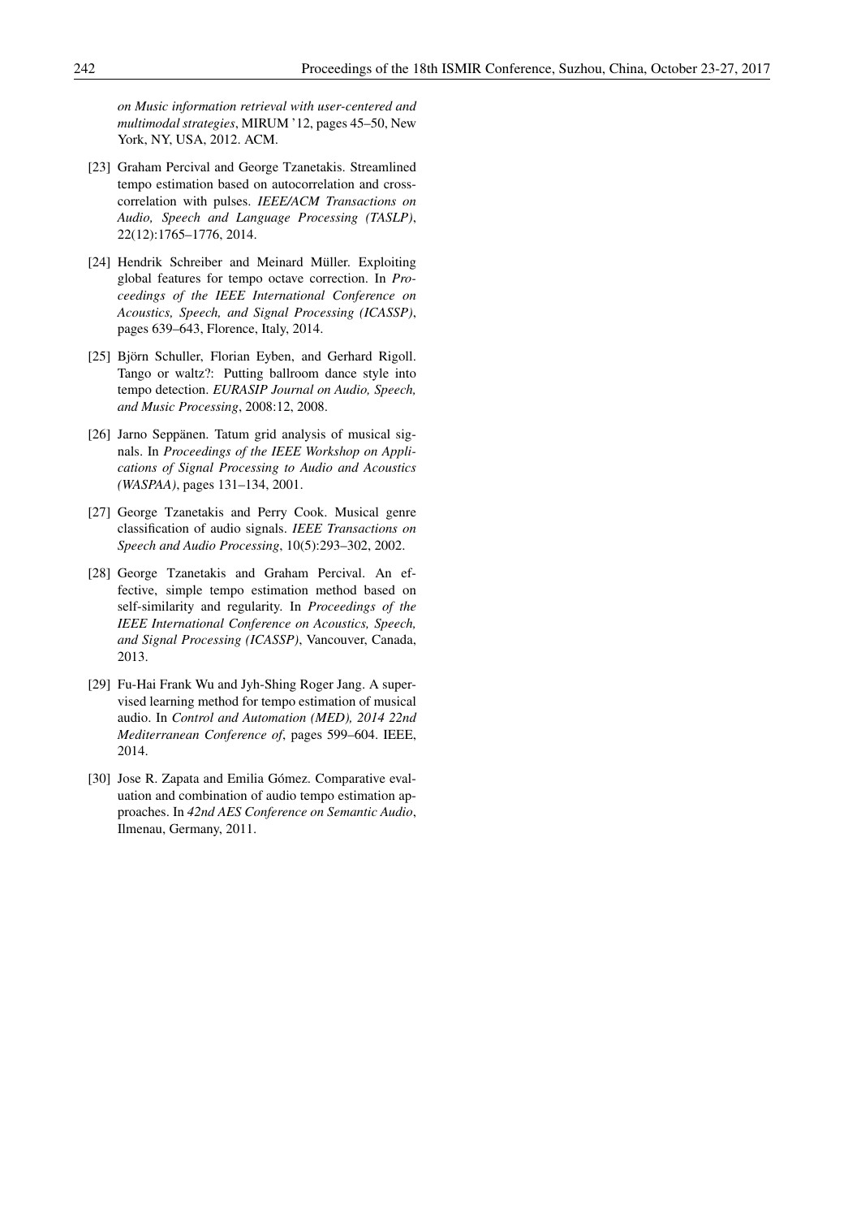*on Music information retrieval with user-centered and multimodal strategies*, MIRUM '12, pages 45–50, New York, NY, USA, 2012. ACM.

[23] Graham Percival and George Tzanetakis. Streamlined tempo estimation based on autocorrelation and cross-correlation with pulses. *IEEE/ACM Transactions on Audio, Speech and Language Processing (TASLP)*, 22(12):1765–1776, 2014.

[24] Hendrik Schreiber and Meinard Müller. Exploiting global features for tempo octave correction. In *Proceedings of the IEEE International Conference on Acoustics, Speech, and Signal Processing (ICASSP)*, pages 639–643, Florence, Italy, 2014.

[25] Björn Schuller, Florian Eyben, and Gerhard Rigoll. Tango or waltz?: Putting ballroom dance style into tempo detection. *EURASIP Journal on Audio, Speech, and Music Processing*, 2008:12, 2008.

[26] Jarno Seppänen. Tatum grid analysis of musical signals. In *Proceedings of the IEEE Workshop on Applications of Signal Processing to Audio and Acoustics (WASPAA)*, pages 131–134, 2001.

[27] George Tzanetakis and Perry Cook. Musical genre classification of audio signals. *IEEE Transactions on Speech and Audio Processing*, 10(5):293–302, 2002.

[28] George Tzanetakis and Graham Percival. An effective, simple tempo estimation method based on self-similarity and regularity. In *Proceedings of the IEEE International Conference on Acoustics, Speech, and Signal Processing (ICASSP)*, Vancouver, Canada, 2013.

[29] Fu-Hai Frank Wu and Jyh-Shing Roger Jang. A supervised learning method for tempo estimation of musical audio. In *Control and Automation (MED), 2014 22nd Mediterranean Conference of*, pages 599–604. IEEE, 2014.

[30] Jose R. Zapata and Emilia Gómez. Comparative evaluation and combination of audio tempo estimation approaches. In *42nd AES Conference on Semantic Audio*, Ilmenau, Germany, 2011.